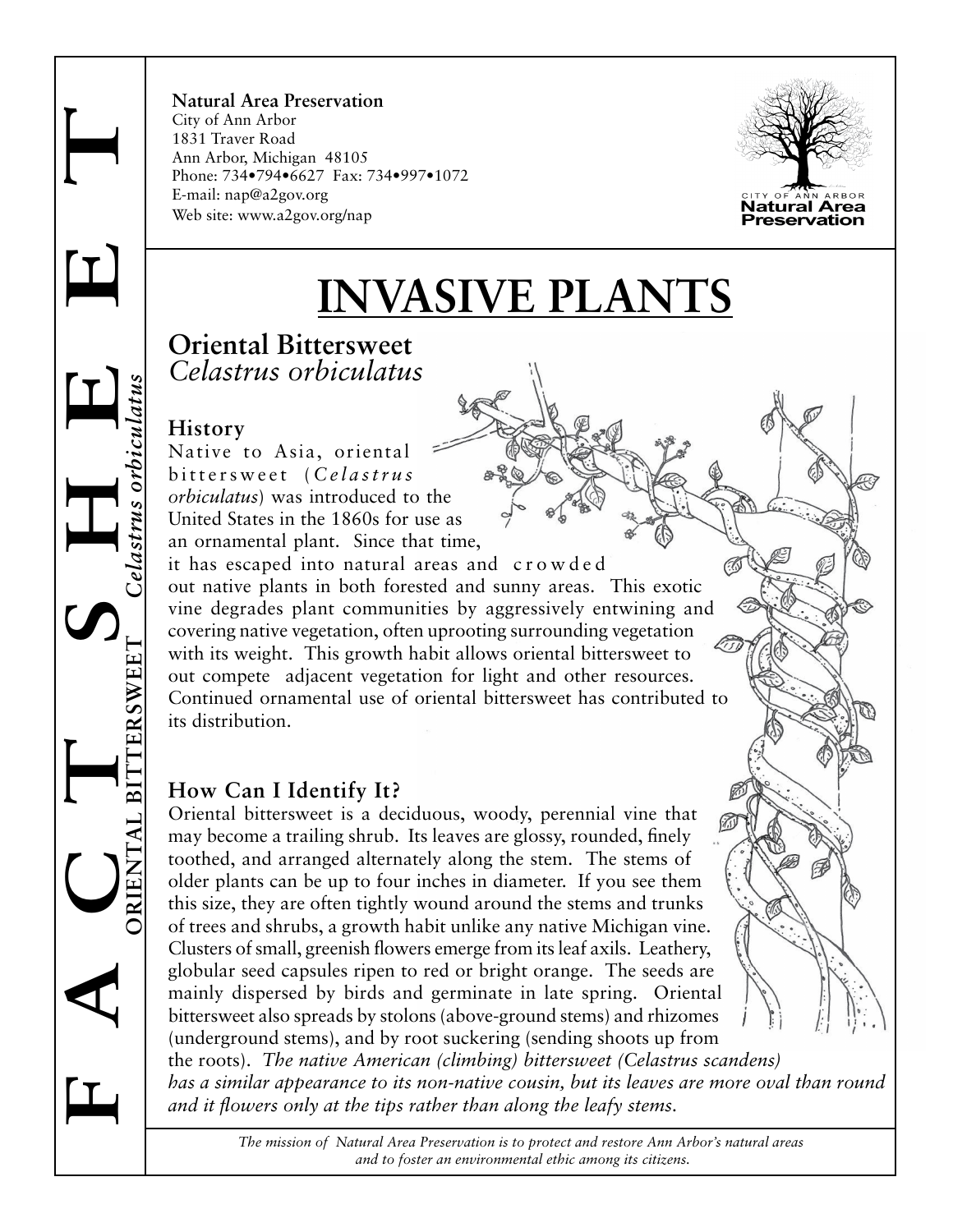FACT SHEET

ORIENTAL BITTERSWEET *Celastrus orbiculatus*

**Natural Area Preservation**
City of Ann Arbor
1831 Traver Road
Ann Arbor, Michigan 48105
Phone: 734•794•6627 Fax: 734•997•1072
E-mail: nap@a2gov.org
Web site: www.a2gov.org/nap

CITY OF ANN ARBOR
Natural Area Preservation

# INVASIVE PLANTS

## Oriental Bittersweet
*Celastrus orbiculatus*

### History

Native to Asia, oriental bittersweet (*Celastrus orbiculatus*) was introduced to the United States in the 1860s for use as an ornamental plant. Since that time, it has escaped into natural areas and crowded out native plants in both forested and sunny areas. This exotic vine degrades plant communities by aggressively entwining and covering native vegetation, often uprooting surrounding vegetation with its weight. This growth habit allows oriental bittersweet to out compete adjacent vegetation for light and other resources. Continued ornamental use of oriental bittersweet has contributed to its distribution.

### How Can I Identify It?

Oriental bittersweet is a deciduous, woody, perennial vine that may become a trailing shrub. Its leaves are glossy, rounded, finely toothed, and arranged alternately along the stem. The stems of older plants can be up to four inches in diameter. If you see them this size, they are often tightly wound around the stems and trunks of trees and shrubs, a growth habit unlike any native Michigan vine. Clusters of small, greenish flowers emerge from its leaf axils. Leathery, globular seed capsules ripen to red or bright orange. The seeds are mainly dispersed by birds and germinate in late spring. Oriental bittersweet also spreads by stolons (above-ground stems) and rhizomes (underground stems), and by root suckering (sending shoots up from the roots). *The native American (climbing) bittersweet (Celastrus scandens) has a similar appearance to its non-native cousin, but its leaves are more oval than round and it flowers only at the tips rather than along the leafy stems.*

*The mission of Natural Area Preservation is to protect and restore Ann Arbor's natural areas and to foster an environmental ethic among its citizens.*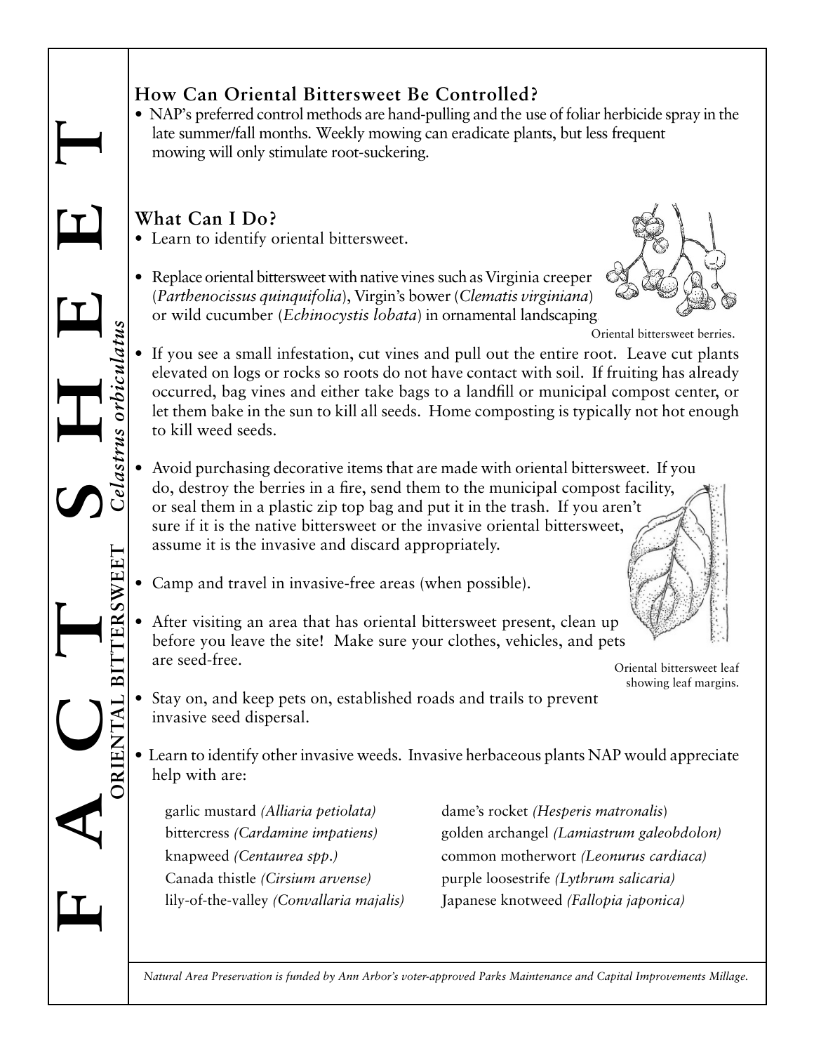FACT SHEET

ORIENTAL BITTERSWEET *Celastrus orbiculatus*

## How Can Oriental Bittersweet Be Controlled?

- NAP's preferred control methods are hand-pulling and the use of foliar herbicide spray in the late summer/fall months. Weekly mowing can eradicate plants, but less frequent mowing will only stimulate root-suckering.

## What Can I Do?

- Learn to identify oriental bittersweet.
- Replace oriental bittersweet with native vines such as Virginia creeper (*Parthenocissus quinquifolia*), Virgin's bower (*Clematis virginiana*) or wild cucumber (*Echinocystis lobata*) in ornamental landscaping

Oriental bittersweet berries.

- If you see a small infestation, cut vines and pull out the entire root. Leave cut plants elevated on logs or rocks so roots do not have contact with soil. If fruiting has already occurred, bag vines and either take bags to a landfill or municipal compost center, or let them bake in the sun to kill all seeds. Home composting is typically not hot enough to kill weed seeds.
- Avoid purchasing decorative items that are made with oriental bittersweet. If you do, destroy the berries in a fire, send them to the municipal compost facility, or seal them in a plastic zip top bag and put it in the trash. If you aren't sure if it is the native bittersweet or the invasive oriental bittersweet, assume it is the invasive and discard appropriately.
- Camp and travel in invasive-free areas (when possible).
- After visiting an area that has oriental bittersweet present, clean up before you leave the site! Make sure your clothes, vehicles, and pets are seed-free.

Oriental bittersweet leaf showing leaf margins.

- Stay on, and keep pets on, established roads and trails to prevent invasive seed dispersal.
- Learn to identify other invasive weeds. Invasive herbaceous plants NAP would appreciate help with are:

garlic mustard *(Alliaria petiolata)*
bittercress *(Cardamine impatiens)*
knapweed *(Centaurea spp.)*
Canada thistle *(Cirsium arvense)*
lily-of-the-valley *(Convallaria majalis)*
dame's rocket *(Hesperis matronalis)*
golden archangel *(Lamiastrum galeobdolon)*
common motherwort *(Leonurus cardiaca)*
purple loosestrife *(Lythrum salicaria)*
Japanese knotweed *(Fallopia japonica)*

*Natural Area Preservation is funded by Ann Arbor's voter-approved Parks Maintenance and Capital Improvements Millage.*